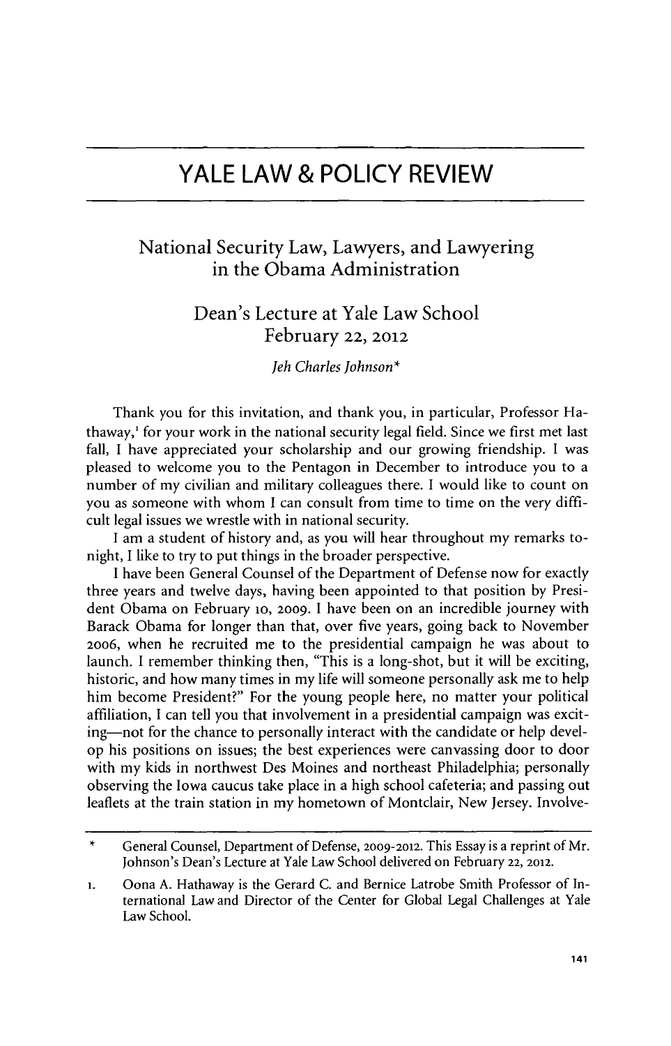# YALE LAW & POLICY REVIEW

## National Security Law, Lawyers, and Lawyering in the Obama Administration

### Dean's Lecture at Yale Law School
### February 22, 2012

*Jeh Charles Johnson*\*

Thank you for this invitation, and thank you, in particular, Professor Hathaway,[1] for your work in the national security legal field. Since we first met last fall, I have appreciated your scholarship and our growing friendship. I was pleased to welcome you to the Pentagon in December to introduce you to a number of my civilian and military colleagues there. I would like to count on you as someone with whom I can consult from time to time on the very difficult legal issues we wrestle with in national security.

I am a student of history and, as you will hear throughout my remarks tonight, I like to try to put things in the broader perspective.

I have been General Counsel of the Department of Defense now for exactly three years and twelve days, having been appointed to that position by President Obama on February 10, 2009. I have been on an incredible journey with Barack Obama for longer than that, over five years, going back to November 2006, when he recruited me to the presidential campaign he was about to launch. I remember thinking then, "This is a long-shot, but it will be exciting, historic, and how many times in my life will someone personally ask me to help him become President?" For the young people here, no matter your political affiliation, I can tell you that involvement in a presidential campaign was exciting—not for the chance to personally interact with the candidate or help develop his positions on issues; the best experiences were canvassing door to door with my kids in northwest Des Moines and northeast Philadelphia; personally observing the Iowa caucus take place in a high school cafeteria; and passing out leaflets at the train station in my hometown of Montclair, New Jersey. Involve-

---

\* General Counsel, Department of Defense, 2009-2012. This Essay is a reprint of Mr. Johnson's Dean's Lecture at Yale Law School delivered on February 22, 2012.

1. Oona A. Hathaway is the Gerard C. and Bernice Latrobe Smith Professor of International Law and Director of the Center for Global Legal Challenges at Yale Law School.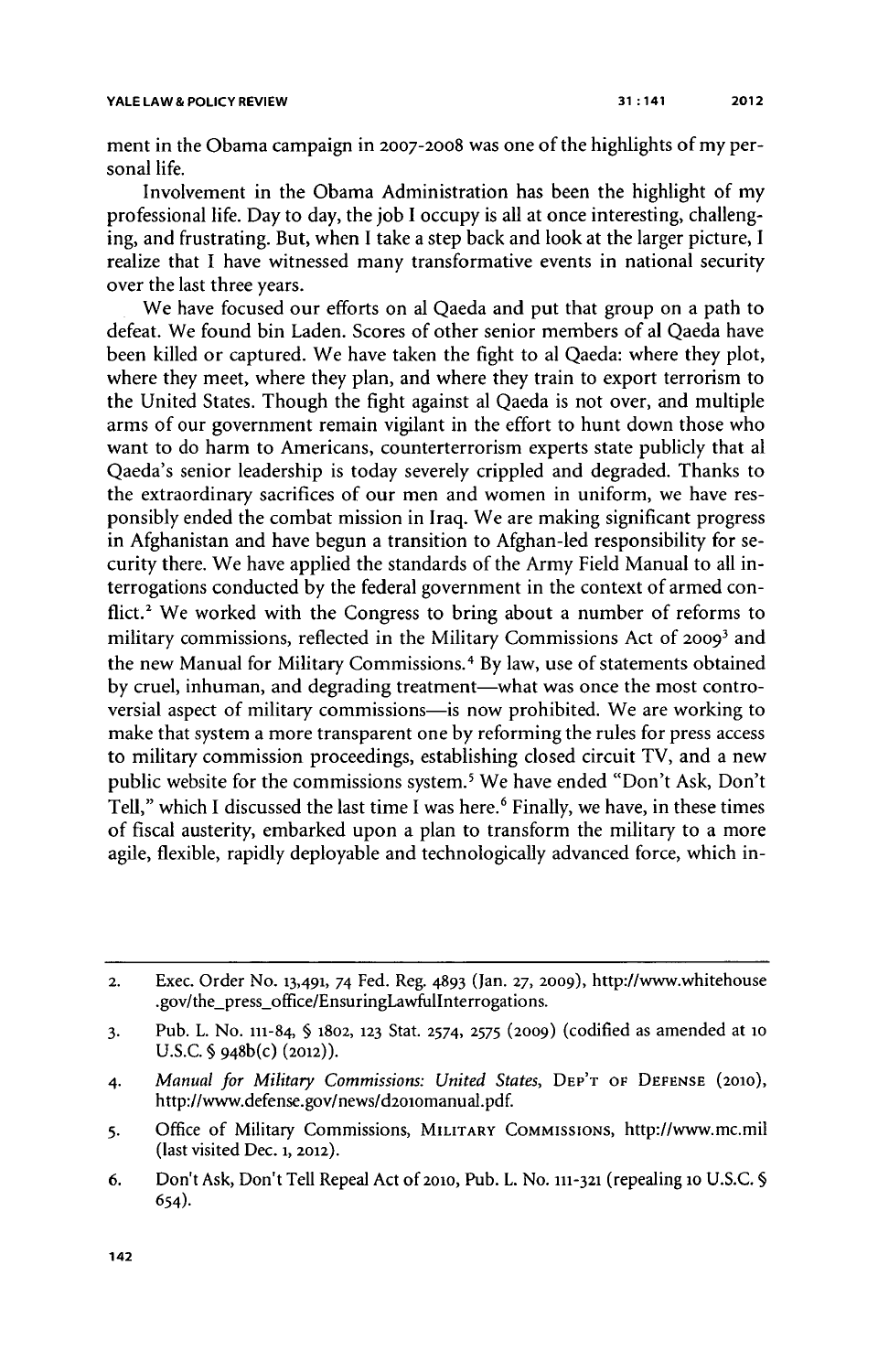ment in the Obama campaign in 2007-2008 was one of the highlights of my personal life.

Involvement in the Obama Administration has been the highlight of my professional life. Day to day, the job I occupy is all at once interesting, challenging, and frustrating. But, when I take a step back and look at the larger picture, I realize that I have witnessed many transformative events in national security over the last three years.

We have focused our efforts on al Qaeda and put that group on a path to defeat. We found bin Laden. Scores of other senior members of al Qaeda have been killed or captured. We have taken the fight to al Qaeda: where they plot, where they meet, where they plan, and where they train to export terrorism to the United States. Though the fight against al Qaeda is not over, and multiple arms of our government remain vigilant in the effort to hunt down those who want to do harm to Americans, counterterrorism experts state publicly that al Qaeda's senior leadership is today severely crippled and degraded. Thanks to the extraordinary sacrifices of our men and women in uniform, we have responsibly ended the combat mission in Iraq. We are making significant progress in Afghanistan and have begun a transition to Afghan-led responsibility for security there. We have applied the standards of the Army Field Manual to all interrogations conducted by the federal government in the context of armed conflict.[2] We worked with the Congress to bring about a number of reforms to military commissions, reflected in the Military Commissions Act of 2009[3] and the new Manual for Military Commissions.[4] By law, use of statements obtained by cruel, inhuman, and degrading treatment—what was once the most controversial aspect of military commissions—is now prohibited. We are working to make that system a more transparent one by reforming the rules for press access to military commission proceedings, establishing closed circuit TV, and a new public website for the commissions system.[5] We have ended "Don't Ask, Don't Tell," which I discussed the last time I was here.[6] Finally, we have, in these times of fiscal austerity, embarked upon a plan to transform the military to a more agile, flexible, rapidly deployable and technologically advanced force, which in-

---

2. Exec. Order No. 13,491, 74 Fed. Reg. 4893 (Jan. 27, 2009), http://www.whitehouse.gov/the_press_office/EnsuringLawfulInterrogations.

3. Pub. L. No. 111-84, § 1802, 123 Stat. 2574, 2575 (2009) (codified as amended at 10 U.S.C. § 948b(c) (2012)).

4. *Manual for Military Commissions: United States*, DEP'T OF DEFENSE (2010), http://www.defense.gov/news/d2010manual.pdf.

5. Office of Military Commissions, MILITARY COMMISSIONS, http://www.mc.mil (last visited Dec. 1, 2012).

6. Don't Ask, Don't Tell Repeal Act of 2010, Pub. L. No. 111-321 (repealing 10 U.S.C. § 654).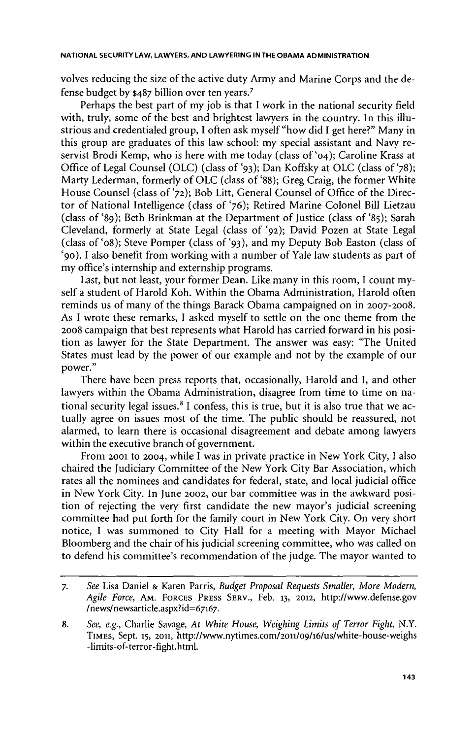volves reducing the size of the active duty Army and Marine Corps and the defense budget by $487 billion over ten years.[7]

Perhaps the best part of my job is that I work in the national security field with, truly, some of the best and brightest lawyers in the country. In this illustrious and credentialed group, I often ask myself "how did I get here?" Many in this group are graduates of this law school: my special assistant and Navy reservist Brodi Kemp, who is here with me today (class of '04); Caroline Krass at Office of Legal Counsel (OLC) (class of '93); Dan Koffsky at OLC (class of '78); Marty Lederman, formerly of OLC (class of '88); Greg Craig, the former White House Counsel (class of '72); Bob Litt, General Counsel of Office of the Director of National Intelligence (class of '76); Retired Marine Colonel Bill Lietzau (class of '89); Beth Brinkman at the Department of Justice (class of '85); Sarah Cleveland, formerly at State Legal (class of '92); David Pozen at State Legal (class of '08); Steve Pomper (class of '93), and my Deputy Bob Easton (class of '90). I also benefit from working with a number of Yale law students as part of my office's internship and externship programs.

Last, but not least, your former Dean. Like many in this room, I count myself a student of Harold Koh. Within the Obama Administration, Harold often reminds us of many of the things Barack Obama campaigned on in 2007-2008. As I wrote these remarks, I asked myself to settle on the one theme from the 2008 campaign that best represents what Harold has carried forward in his position as lawyer for the State Department. The answer was easy: "The United States must lead by the power of our example and not by the example of our power."

There have been press reports that, occasionally, Harold and I, and other lawyers within the Obama Administration, disagree from time to time on national security legal issues.[8] I confess, this is true, but it is also true that we actually agree on issues most of the time. The public should be reassured, not alarmed, to learn there is occasional disagreement and debate among lawyers within the executive branch of government.

From 2001 to 2004, while I was in private practice in New York City, I also chaired the Judiciary Committee of the New York City Bar Association, which rates all the nominees and candidates for federal, state, and local judicial office in New York City. In June 2002, our bar committee was in the awkward position of rejecting the very first candidate the new mayor's judicial screening committee had put forth for the family court in New York City. On very short notice, I was summoned to City Hall for a meeting with Mayor Michael Bloomberg and the chair of his judicial screening committee, who was called on to defend his committee's recommendation of the judge. The mayor wanted to

---

7. *See* Lisa Daniel & Karen Parris, *Budget Proposal Requests Smaller, More Modern, Agile Force*, AM. FORCES PRESS SERV., Feb. 13, 2012, http://www.defense.gov/news/newsarticle.aspx?id=67167.

8. *See, e.g.*, Charlie Savage, *At White House, Weighing Limits of Terror Fight*, N.Y. TIMES, Sept. 15, 2011, http://www.nytimes.com/2011/09/16/us/white-house-weighs-limits-of-terror-fight.html.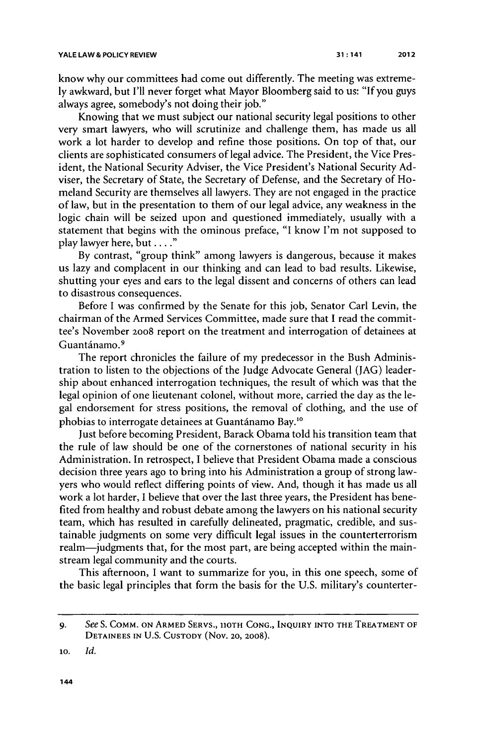know why our committees had come out differently. The meeting was extremely awkward, but I'll never forget what Mayor Bloomberg said to us: "If you guys always agree, somebody's not doing their job."

Knowing that we must subject our national security legal positions to other very smart lawyers, who will scrutinize and challenge them, has made us all work a lot harder to develop and refine those positions. On top of that, our clients are sophisticated consumers of legal advice. The President, the Vice President, the National Security Adviser, the Vice President's National Security Adviser, the Secretary of State, the Secretary of Defense, and the Secretary of Homeland Security are themselves all lawyers. They are not engaged in the practice of law, but in the presentation to them of our legal advice, any weakness in the logic chain will be seized upon and questioned immediately, usually with a statement that begins with the ominous preface, "I know I'm not supposed to play lawyer here, but . . . ."

By contrast, "group think" among lawyers is dangerous, because it makes us lazy and complacent in our thinking and can lead to bad results. Likewise, shutting your eyes and ears to the legal dissent and concerns of others can lead to disastrous consequences.

Before I was confirmed by the Senate for this job, Senator Carl Levin, the chairman of the Armed Services Committee, made sure that I read the committee's November 2008 report on the treatment and interrogation of detainees at Guantánamo.[9]

The report chronicles the failure of my predecessor in the Bush Administration to listen to the objections of the Judge Advocate General (JAG) leadership about enhanced interrogation techniques, the result of which was that the legal opinion of one lieutenant colonel, without more, carried the day as the legal endorsement for stress positions, the removal of clothing, and the use of phobias to interrogate detainees at Guantánamo Bay.[10]

Just before becoming President, Barack Obama told his transition team that the rule of law should be one of the cornerstones of national security in his Administration. In retrospect, I believe that President Obama made a conscious decision three years ago to bring into his Administration a group of strong lawyers who would reflect differing points of view. And, though it has made us all work a lot harder, I believe that over the last three years, the President has benefited from healthy and robust debate among the lawyers on his national security team, which has resulted in carefully delineated, pragmatic, credible, and sustainable judgments on some very difficult legal issues in the counterterrorism realm—judgments that, for the most part, are being accepted within the mainstream legal community and the courts.

This afternoon, I want to summarize for you, in this one speech, some of the basic legal principles that form the basis for the U.S. military's counter-

---

9. *See* S. COMM. ON ARMED SERVS., 110TH CONG., INQUIRY INTO THE TREATMENT OF DETAINEES IN U.S. CUSTODY (Nov. 20, 2008).

10. *Id.*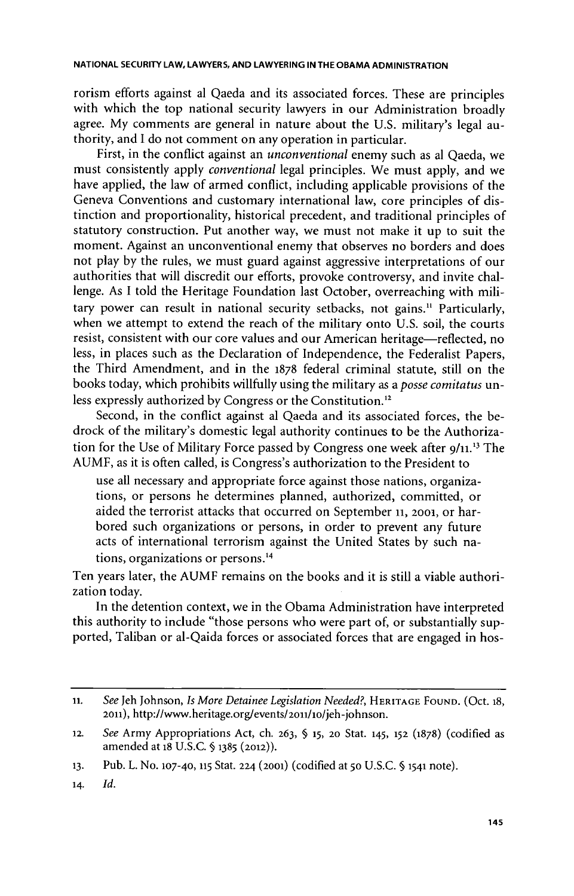rorism efforts against al Qaeda and its associated forces. These are principles with which the top national security lawyers in our Administration broadly agree. My comments are general in nature about the U.S. military's legal authority, and I do not comment on any operation in particular.

First, in the conflict against an *unconventional* enemy such as al Qaeda, we must consistently apply *conventional* legal principles. We must apply, and we have applied, the law of armed conflict, including applicable provisions of the Geneva Conventions and customary international law, core principles of distinction and proportionality, historical precedent, and traditional principles of statutory construction. Put another way, we must not make it up to suit the moment. Against an unconventional enemy that observes no borders and does not play by the rules, we must guard against aggressive interpretations of our authorities that will discredit our efforts, provoke controversy, and invite challenge. As I told the Heritage Foundation last October, overreaching with military power can result in national security setbacks, not gains.[11] Particularly, when we attempt to extend the reach of the military onto U.S. soil, the courts resist, consistent with our core values and our American heritage—reflected, no less, in places such as the Declaration of Independence, the Federalist Papers, the Third Amendment, and in the 1878 federal criminal statute, still on the books today, which prohibits willfully using the military as a *posse comitatus* unless expressly authorized by Congress or the Constitution.[12]

Second, in the conflict against al Qaeda and its associated forces, the bedrock of the military's domestic legal authority continues to be the Authorization for the Use of Military Force passed by Congress one week after 9/11.[13] The AUMF, as it is often called, is Congress's authorization to the President to

> use all necessary and appropriate force against those nations, organizations, or persons he determines planned, authorized, committed, or aided the terrorist attacks that occurred on September 11, 2001, or harbored such organizations or persons, in order to prevent any future acts of international terrorism against the United States by such nations, organizations or persons.[14]

Ten years later, the AUMF remains on the books and it is still a viable authorization today.

In the detention context, we in the Obama Administration have interpreted this authority to include "those persons who were part of, or substantially supported, Taliban or al-Qaida forces or associated forces that are engaged in hos-

---

11. *See* Jeh Johnson, *Is More Detainee Legislation Needed?*, HERITAGE FOUND. (Oct. 18, 2011), http://www.heritage.org/events/2011/10/jeh-johnson.

12. *See* Army Appropriations Act, ch. 263, § 15, 20 Stat. 145, 152 (1878) (codified as amended at 18 U.S.C. § 1385 (2012)).

13. Pub. L. No. 107-40, 115 Stat. 224 (2001) (codified at 50 U.S.C. § 1541 note).

14. *Id.*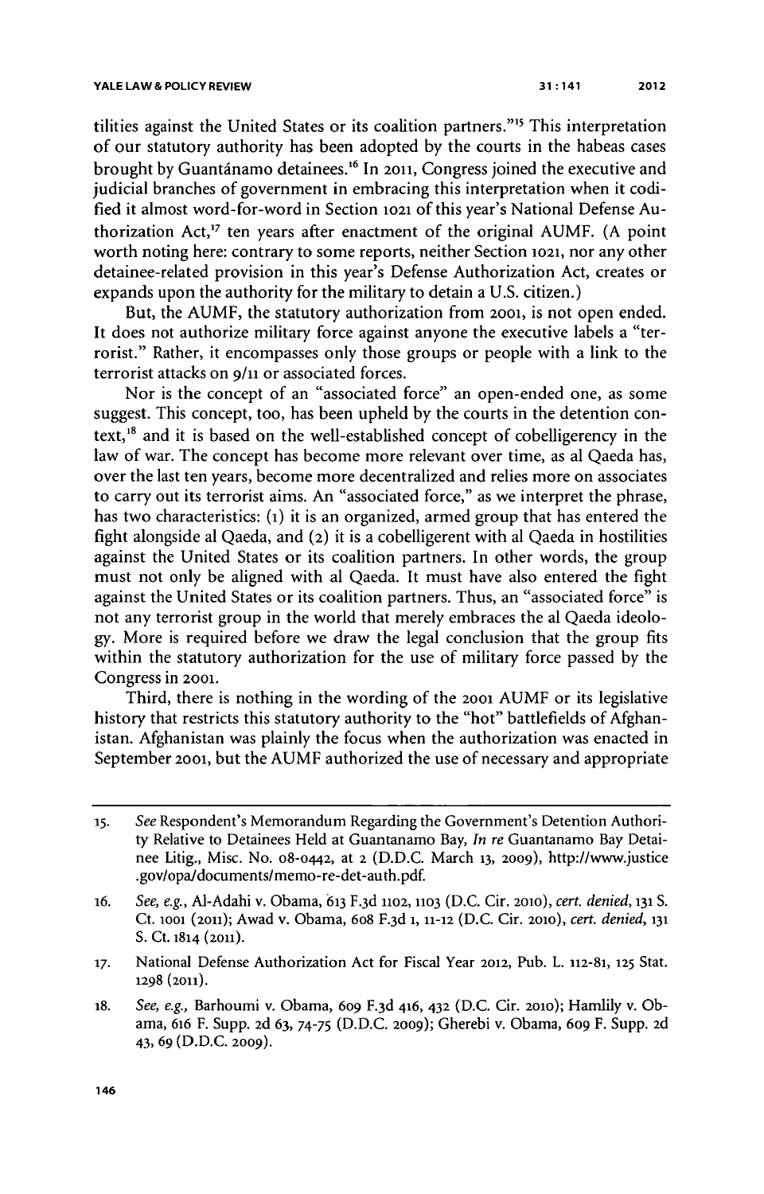tilities against the United States or its coalition partners."[15] This interpretation of our statutory authority has been adopted by the courts in the habeas cases brought by Guantánamo detainees.[16] In 2011, Congress joined the executive and judicial branches of government in embracing this interpretation when it codified it almost word-for-word in Section 1021 of this year's National Defense Authorization Act,[17] ten years after enactment of the original AUMF. (A point worth noting here: contrary to some reports, neither Section 1021, nor any other detainee-related provision in this year's Defense Authorization Act, creates or expands upon the authority for the military to detain a U.S. citizen.)

But, the AUMF, the statutory authorization from 2001, is not open ended. It does not authorize military force against anyone the executive labels a "terrorist." Rather, it encompasses only those groups or people with a link to the terrorist attacks on 9/11 or associated forces.

Nor is the concept of an "associated force" an open-ended one, as some suggest. This concept, too, has been upheld by the courts in the detention context,[18] and it is based on the well-established concept of cobelligerency in the law of war. The concept has become more relevant over time, as al Qaeda has, over the last ten years, become more decentralized and relies more on associates to carry out its terrorist aims. An "associated force," as we interpret the phrase, has two characteristics: (1) it is an organized, armed group that has entered the fight alongside al Qaeda, and (2) it is a cobelligerent with al Qaeda in hostilities against the United States or its coalition partners. In other words, the group must not only be aligned with al Qaeda. It must have also entered the fight against the United States or its coalition partners. Thus, an "associated force" is not any terrorist group in the world that merely embraces the al Qaeda ideology. More is required before we draw the legal conclusion that the group fits within the statutory authorization for the use of military force passed by the Congress in 2001.

Third, there is nothing in the wording of the 2001 AUMF or its legislative history that restricts this statutory authority to the "hot" battlefields of Afghanistan. Afghanistan was plainly the focus when the authorization was enacted in September 2001, but the AUMF authorized the use of necessary and appropriate

---

15. *See* Respondent's Memorandum Regarding the Government's Detention Authority Relative to Detainees Held at Guantanamo Bay, *In re* Guantanamo Bay Detainee Litig., Misc. No. 08-0442, at 2 (D.D.C. March 13, 2009), http://www.justice.gov/opa/documents/memo-re-det-auth.pdf.

16. *See, e.g.,* Al-Adahi v. Obama, 613 F.3d 1102, 1103 (D.C. Cir. 2010), *cert. denied*, 131 S. Ct. 1001 (2011); Awad v. Obama, 608 F.3d 1, 11-12 (D.C. Cir. 2010), *cert. denied*, 131 S. Ct. 1814 (2011).

17. National Defense Authorization Act for Fiscal Year 2012, Pub. L. 112-81, 125 Stat. 1298 (2011).

18. *See, e.g.,* Barhoumi v. Obama, 609 F.3d 416, 432 (D.C. Cir. 2010); Hamlily v. Obama, 616 F. Supp. 2d 63, 74-75 (D.D.C. 2009); Gherebi v. Obama, 609 F. Supp. 2d 43, 69 (D.D.C. 2009).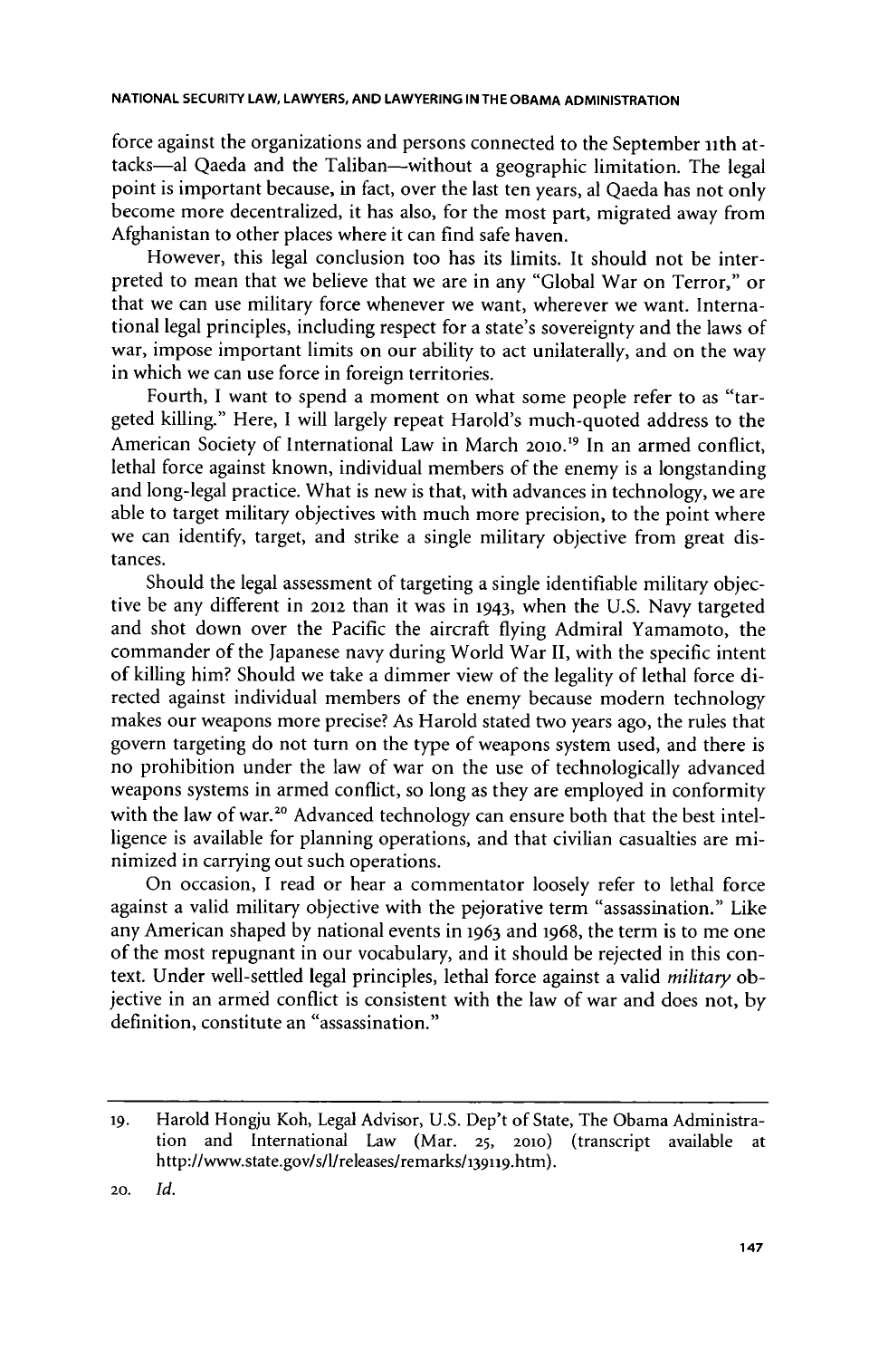force against the organizations and persons connected to the September 11th attacks—al Qaeda and the Taliban—without a geographic limitation. The legal point is important because, in fact, over the last ten years, al Qaeda has not only become more decentralized, it has also, for the most part, migrated away from Afghanistan to other places where it can find safe haven.

However, this legal conclusion too has its limits. It should not be interpreted to mean that we believe that we are in any "Global War on Terror," or that we can use military force whenever we want, wherever we want. International legal principles, including respect for a state's sovereignty and the laws of war, impose important limits on our ability to act unilaterally, and on the way in which we can use force in foreign territories.

Fourth, I want to spend a moment on what some people refer to as "targeted killing." Here, I will largely repeat Harold's much-quoted address to the American Society of International Law in March 2010.[19] In an armed conflict, lethal force against known, individual members of the enemy is a longstanding and long-legal practice. What is new is that, with advances in technology, we are able to target military objectives with much more precision, to the point where we can identify, target, and strike a single military objective from great distances.

Should the legal assessment of targeting a single identifiable military objective be any different in 2012 than it was in 1943, when the U.S. Navy targeted and shot down over the Pacific the aircraft flying Admiral Yamamoto, the commander of the Japanese navy during World War II, with the specific intent of killing him? Should we take a dimmer view of the legality of lethal force directed against individual members of the enemy because modern technology makes our weapons more precise? As Harold stated two years ago, the rules that govern targeting do not turn on the type of weapons system used, and there is no prohibition under the law of war on the use of technologically advanced weapons systems in armed conflict, so long as they are employed in conformity with the law of war.[20] Advanced technology can ensure both that the best intelligence is available for planning operations, and that civilian casualties are minimized in carrying out such operations.

On occasion, I read or hear a commentator loosely refer to lethal force against a valid military objective with the pejorative term "assassination." Like any American shaped by national events in 1963 and 1968, the term is to me one of the most repugnant in our vocabulary, and it should be rejected in this context. Under well-settled legal principles, lethal force against a valid *military* objective in an armed conflict is consistent with the law of war and does not, by definition, constitute an "assassination."

---

19. Harold Hongju Koh, Legal Advisor, U.S. Dep't of State, The Obama Administration and International Law (Mar. 25, 2010) (transcript available at http://www.state.gov/s/l/releases/remarks/139119.htm).

20. *Id.*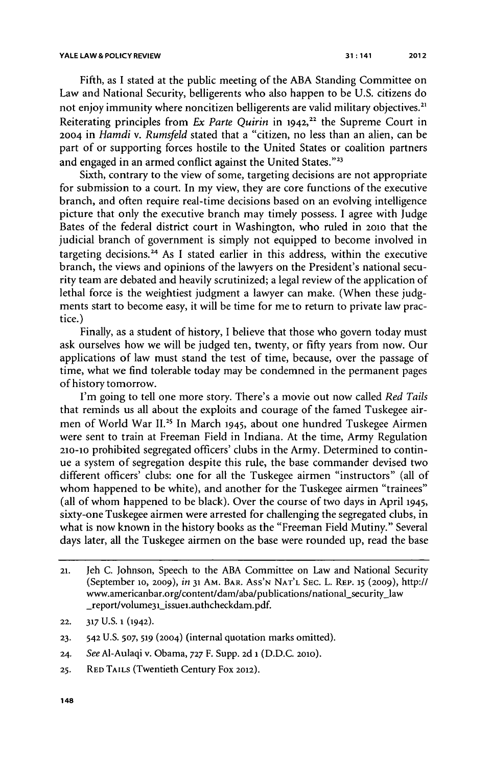Fifth, as I stated at the public meeting of the ABA Standing Committee on Law and National Security, belligerents who also happen to be U.S. citizens do not enjoy immunity where noncitizen belligerents are valid military objectives.[21] Reiterating principles from *Ex Parte Quirin* in 1942,[22] the Supreme Court in 2004 in *Hamdi* v. *Rumsfeld* stated that a "citizen, no less than an alien, can be part of or supporting forces hostile to the United States or coalition partners and engaged in an armed conflict against the United States."[23]

Sixth, contrary to the view of some, targeting decisions are not appropriate for submission to a court. In my view, they are core functions of the executive branch, and often require real-time decisions based on an evolving intelligence picture that only the executive branch may timely possess. I agree with Judge Bates of the federal district court in Washington, who ruled in 2010 that the judicial branch of government is simply not equipped to become involved in targeting decisions.[24] As I stated earlier in this address, within the executive branch, the views and opinions of the lawyers on the President's national security team are debated and heavily scrutinized; a legal review of the application of lethal force is the weightiest judgment a lawyer can make. (When these judgments start to become easy, it will be time for me to return to private law practice.)

Finally, as a student of history, I believe that those who govern today must ask ourselves how we will be judged ten, twenty, or fifty years from now. Our applications of law must stand the test of time, because, over the passage of time, what we find tolerable today may be condemned in the permanent pages of history tomorrow.

I'm going to tell one more story. There's a movie out now called *Red Tails* that reminds us all about the exploits and courage of the famed Tuskegee airmen of World War II.[25] In March 1945, about one hundred Tuskegee Airmen were sent to train at Freeman Field in Indiana. At the time, Army Regulation 210-10 prohibited segregated officers' clubs in the Army. Determined to continue a system of segregation despite this rule, the base commander devised two different officers' clubs: one for all the Tuskegee airmen "instructors" (all of whom happened to be white), and another for the Tuskegee airmen "trainees" (all of whom happened to be black). Over the course of two days in April 1945, sixty-one Tuskegee airmen were arrested for challenging the segregated clubs, in what is now known in the history books as the "Freeman Field Mutiny." Several days later, all the Tuskegee airmen on the base were rounded up, read the base

---

21. Jeh C. Johnson, Speech to the ABA Committee on Law and National Security (September 10, 2009), *in* 31 AM. BAR. ASS'N NAT'L SEC. L. REP. 15 (2009), http://www.americanbar.org/content/dam/aba/publications/national_security_law_report/volume31_issue1.authcheckdam.pdf.

22. 317 U.S. 1 (1942).

23. 542 U.S. 507, 519 (2004) (internal quotation marks omitted).

24. *See* Al-Aulaqi v. Obama, 727 F. Supp. 2d 1 (D.D.C. 2010).

25. RED TAILS (Twentieth Century Fox 2012).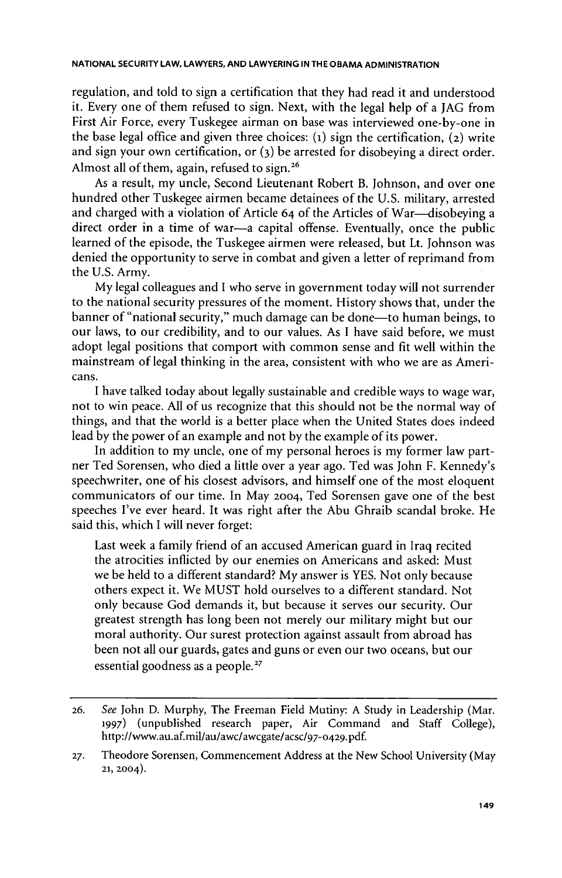regulation, and told to sign a certification that they had read it and understood it. Every one of them refused to sign. Next, with the legal help of a JAG from First Air Force, every Tuskegee airman on base was interviewed one-by-one in the base legal office and given three choices: (1) sign the certification, (2) write and sign your own certification, or (3) be arrested for disobeying a direct order. Almost all of them, again, refused to sign.[26]

As a result, my uncle, Second Lieutenant Robert B. Johnson, and over one hundred other Tuskegee airmen became detainees of the U.S. military, arrested and charged with a violation of Article 64 of the Articles of War—disobeying a direct order in a time of war—a capital offense. Eventually, once the public learned of the episode, the Tuskegee airmen were released, but Lt. Johnson was denied the opportunity to serve in combat and given a letter of reprimand from the U.S. Army.

My legal colleagues and I who serve in government today will not surrender to the national security pressures of the moment. History shows that, under the banner of "national security," much damage can be done—to human beings, to our laws, to our credibility, and to our values. As I have said before, we must adopt legal positions that comport with common sense and fit well within the mainstream of legal thinking in the area, consistent with who we are as Americans.

I have talked today about legally sustainable and credible ways to wage war, not to win peace. All of us recognize that this should not be the normal way of things, and that the world is a better place when the United States does indeed lead by the power of an example and not by the example of its power.

In addition to my uncle, one of my personal heroes is my former law partner Ted Sorensen, who died a little over a year ago. Ted was John F. Kennedy's speechwriter, one of his closest advisors, and himself one of the most eloquent communicators of our time. In May 2004, Ted Sorensen gave one of the best speeches I've ever heard. It was right after the Abu Ghraib scandal broke. He said this, which I will never forget:

> Last week a family friend of an accused American guard in Iraq recited the atrocities inflicted by our enemies on Americans and asked: Must we be held to a different standard? My answer is YES. Not only because others expect it. We MUST hold ourselves to a different standard. Not only because God demands it, but because it serves our security. Our greatest strength has long been not merely our military might but our moral authority. Our surest protection against assault from abroad has been not all our guards, gates and guns or even our two oceans, but our essential goodness as a people.[27]

---

26. *See* John D. Murphy, The Freeman Field Mutiny: A Study in Leadership (Mar. 1997) (unpublished research paper, Air Command and Staff College), http://www.au.af.mil/au/awc/awcgate/acsc/97-0429.pdf.

27. Theodore Sorensen, Commencement Address at the New School University (May 21, 2004).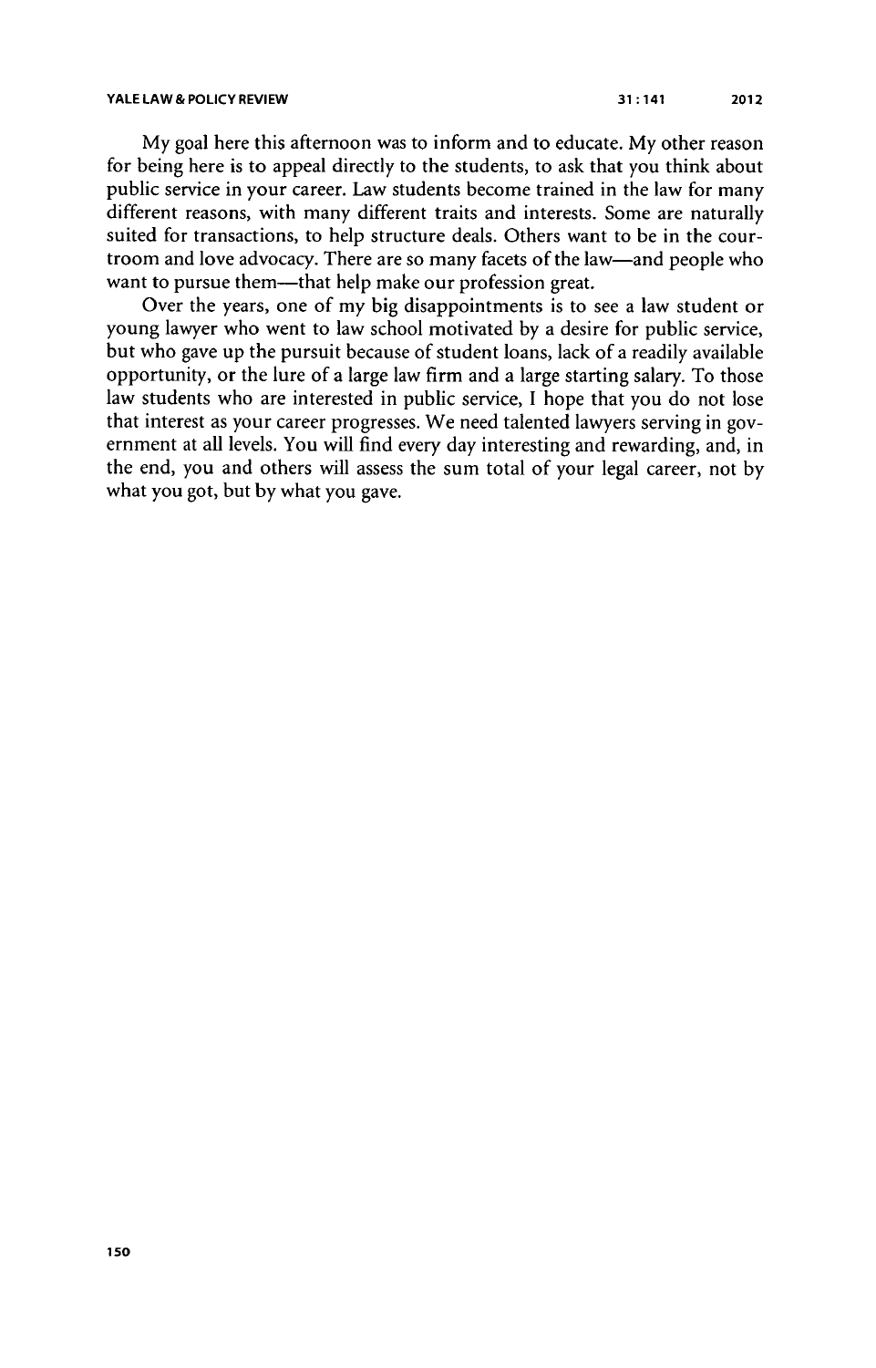My goal here this afternoon was to inform and to educate. My other reason for being here is to appeal directly to the students, to ask that you think about public service in your career. Law students become trained in the law for many different reasons, with many different traits and interests. Some are naturally suited for transactions, to help structure deals. Others want to be in the courtroom and love advocacy. There are so many facets of the law—and people who want to pursue them—that help make our profession great.

Over the years, one of my big disappointments is to see a law student or young lawyer who went to law school motivated by a desire for public service, but who gave up the pursuit because of student loans, lack of a readily available opportunity, or the lure of a large law firm and a large starting salary. To those law students who are interested in public service, I hope that you do not lose that interest as your career progresses. We need talented lawyers serving in government at all levels. You will find every day interesting and rewarding, and, in the end, you and others will assess the sum total of your legal career, not by what you got, but by what you gave.